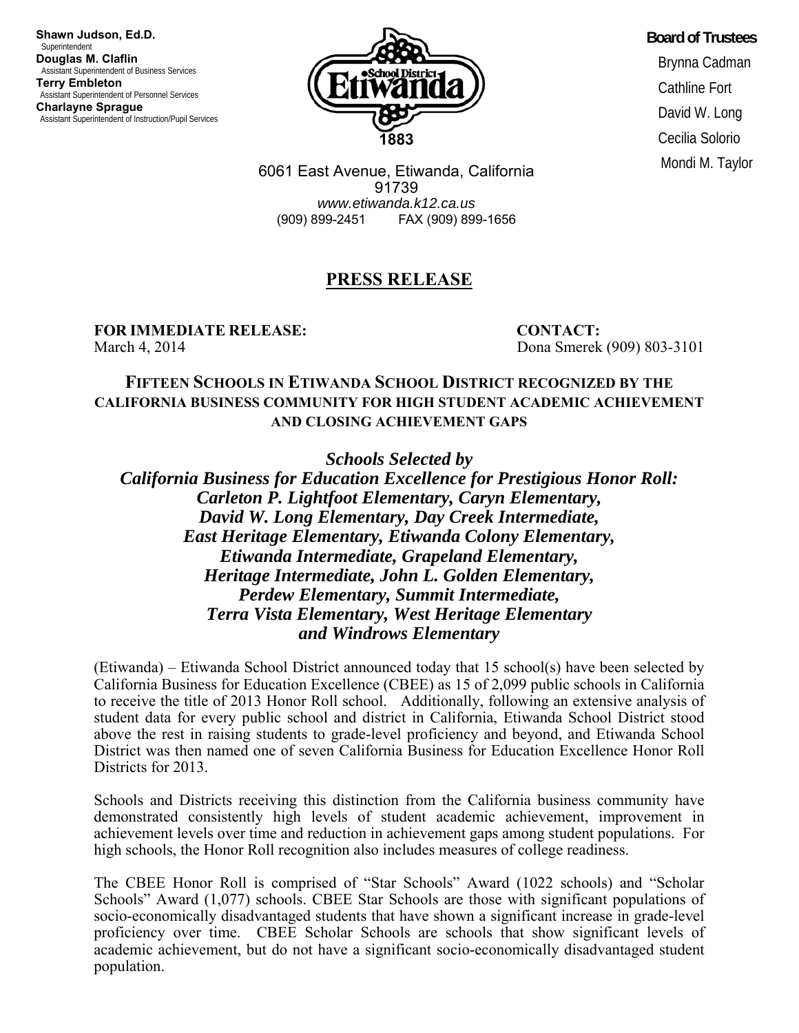**Shawn Judson, Ed.D.**
Superintendent
**Douglas M. Claflin**
Assistant Superintendent of Business Services
**Terry Embleton**
Assistant Superintendent of Personnel Services
**Charlayne Sprague**
Assistant Superintendent of Instruction/Pupil Services

School District Etiwanda 1883

**Board of Trustees**
Brynna Cadman
Cathline Fort
David W. Long
Cecilia Solorio
Mondi M. Taylor

6061 East Avenue, Etiwanda, California 91739
*www.etiwanda.k12.ca.us*
(909) 899-2451 FAX (909) 899-1656

# PRESS RELEASE

**FOR IMMEDIATE RELEASE:**
March 4, 2014

**CONTACT:**
Dona Smerek (909) 803-3101

## FIFTEEN SCHOOLS IN ETIWANDA SCHOOL DISTRICT RECOGNIZED BY THE CALIFORNIA BUSINESS COMMUNITY FOR HIGH STUDENT ACADEMIC ACHIEVEMENT AND CLOSING ACHIEVEMENT GAPS

***Schools Selected by California Business for Education Excellence for Prestigious Honor Roll: Carleton P. Lightfoot Elementary, Caryn Elementary, David W. Long Elementary, Day Creek Intermediate, East Heritage Elementary, Etiwanda Colony Elementary, Etiwanda Intermediate, Grapeland Elementary, Heritage Intermediate, John L. Golden Elementary, Perdew Elementary, Summit Intermediate, Terra Vista Elementary, West Heritage Elementary and Windrows Elementary***

(Etiwanda) – Etiwanda School District announced today that 15 school(s) have been selected by California Business for Education Excellence (CBEE) as 15 of 2,099 public schools in California to receive the title of 2013 Honor Roll school. Additionally, following an extensive analysis of student data for every public school and district in California, Etiwanda School District stood above the rest in raising students to grade-level proficiency and beyond, and Etiwanda School District was then named one of seven California Business for Education Excellence Honor Roll Districts for 2013.

Schools and Districts receiving this distinction from the California business community have demonstrated consistently high levels of student academic achievement, improvement in achievement levels over time and reduction in achievement gaps among student populations. For high schools, the Honor Roll recognition also includes measures of college readiness.

The CBEE Honor Roll is comprised of "Star Schools" Award (1022 schools) and "Scholar Schools" Award (1,077) schools. CBEE Star Schools are those with significant populations of socio-economically disadvantaged students that have shown a significant increase in grade-level proficiency over time. CBEE Scholar Schools are schools that show significant levels of academic achievement, but do not have a significant socio-economically disadvantaged student population.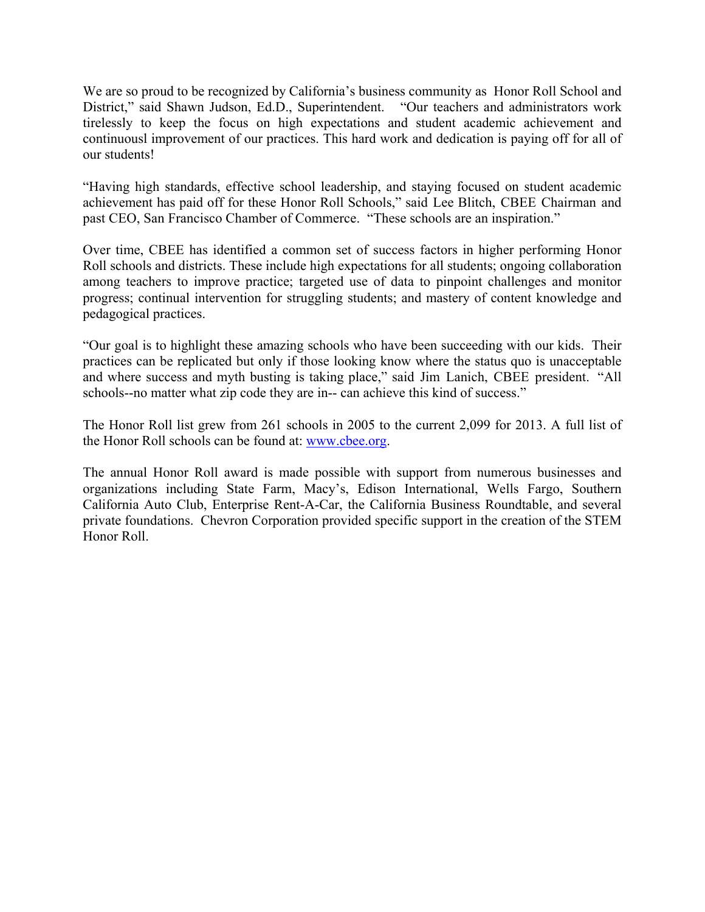We are so proud to be recognized by California's business community as Honor Roll School and District," said Shawn Judson, Ed.D., Superintendent. "Our teachers and administrators work tirelessly to keep the focus on high expectations and student academic achievement and continuousl improvement of our practices. This hard work and dedication is paying off for all of our students!

"Having high standards, effective school leadership, and staying focused on student academic achievement has paid off for these Honor Roll Schools," said Lee Blitch, CBEE Chairman and past CEO, San Francisco Chamber of Commerce. "These schools are an inspiration."

Over time, CBEE has identified a common set of success factors in higher performing Honor Roll schools and districts. These include high expectations for all students; ongoing collaboration among teachers to improve practice; targeted use of data to pinpoint challenges and monitor progress; continual intervention for struggling students; and mastery of content knowledge and pedagogical practices.

"Our goal is to highlight these amazing schools who have been succeeding with our kids. Their practices can be replicated but only if those looking know where the status quo is unacceptable and where success and myth busting is taking place," said Jim Lanich, CBEE president. "All schools--no matter what zip code they are in-- can achieve this kind of success."

The Honor Roll list grew from 261 schools in 2005 to the current 2,099 for 2013. A full list of the Honor Roll schools can be found at: www.cbee.org.

The annual Honor Roll award is made possible with support from numerous businesses and organizations including State Farm, Macy's, Edison International, Wells Fargo, Southern California Auto Club, Enterprise Rent-A-Car, the California Business Roundtable, and several private foundations. Chevron Corporation provided specific support in the creation of the STEM Honor Roll.